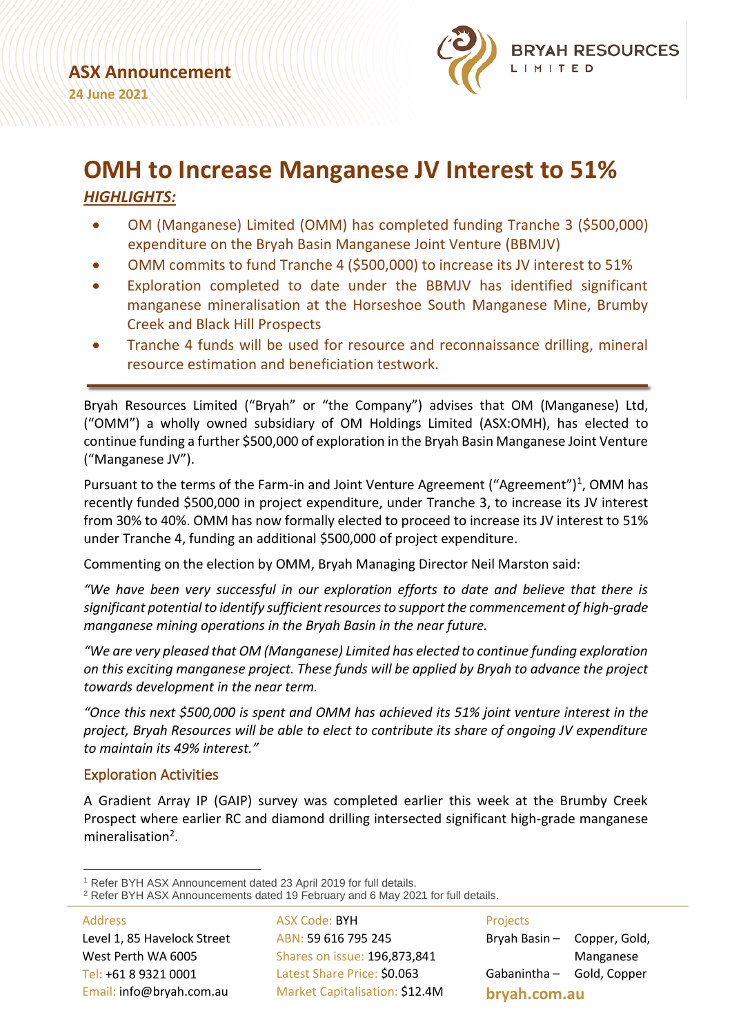ASX Announcement

24 June 2021

BRYAH RESOURCES LIMITED

# OMH to Increase Manganese JV Interest to 51%

## *HIGHLIGHTS:*

- OM (Manganese) Limited (OMM) has completed funding Tranche 3 ($500,000) expenditure on the Bryah Basin Manganese Joint Venture (BBMJV)
- OMM commits to fund Tranche 4 ($500,000) to increase its JV interest to 51%
- Exploration completed to date under the BBMJV has identified significant manganese mineralisation at the Horseshoe South Manganese Mine, Brumby Creek and Black Hill Prospects
- Tranche 4 funds will be used for resource and reconnaissance drilling, mineral resource estimation and beneficiation testwork.

Bryah Resources Limited ("Bryah" or "the Company") advises that OM (Manganese) Ltd, ("OMM") a wholly owned subsidiary of OM Holdings Limited (ASX:OMH), has elected to continue funding a further $500,000 of exploration in the Bryah Basin Manganese Joint Venture ("Manganese JV").

Pursuant to the terms of the Farm-in and Joint Venture Agreement ("Agreement")[1], OMM has recently funded $500,000 in project expenditure, under Tranche 3, to increase its JV interest from 30% to 40%. OMM has now formally elected to proceed to increase its JV interest to 51% under Tranche 4, funding an additional $500,000 of project expenditure.

Commenting on the election by OMM, Bryah Managing Director Neil Marston said:

*"We have been very successful in our exploration efforts to date and believe that there is significant potential to identify sufficient resources to support the commencement of high-grade manganese mining operations in the Bryah Basin in the near future.*

*"We are very pleased that OM (Manganese) Limited has elected to continue funding exploration on this exciting manganese project. These funds will be applied by Bryah to advance the project towards development in the near term.*

*"Once this next $500,000 is spent and OMM has achieved its 51% joint venture interest in the project, Bryah Resources will be able to elect to contribute its share of ongoing JV expenditure to maintain its 49% interest."*

### Exploration Activities

A Gradient Array IP (GAIP) survey was completed earlier this week at the Brumby Creek Prospect where earlier RC and diamond drilling intersected significant high-grade manganese mineralisation[2].

[1] Refer BYH ASX Announcement dated 23 April 2019 for full details.

[2] Refer BYH ASX Announcements dated 19 February and 6 May 2021 for full details.

| Address | ASX Code: BYH | Projects | |
|---|---|---|---|
| Level 1, 85 Havelock Street | ABN: 59 616 795 245 | Bryah Basin – | Copper, Gold, Manganese |
| West Perth WA 6005 | Shares on issue: 196,873,841 | Gabanintha – | Gold, Copper |
| Tel: +61 8 9321 0001 | Latest Share Price: $0.063 | bryah.com.au | |
| Email: info@bryah.com.au | Market Capitalisation: $12.4M | | |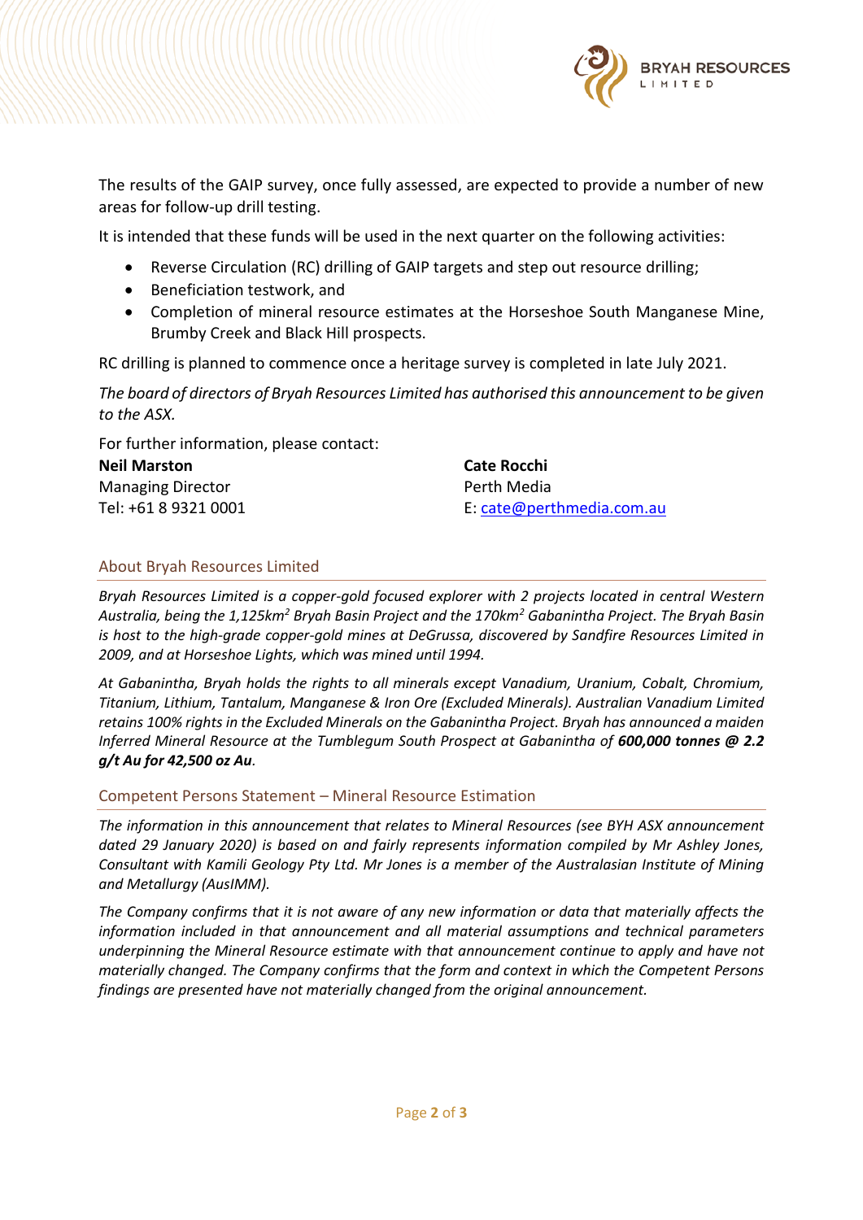The results of the GAIP survey, once fully assessed, are expected to provide a number of new areas for follow-up drill testing.

It is intended that these funds will be used in the next quarter on the following activities:

- Reverse Circulation (RC) drilling of GAIP targets and step out resource drilling;
- Beneficiation testwork, and
- Completion of mineral resource estimates at the Horseshoe South Manganese Mine, Brumby Creek and Black Hill prospects.

RC drilling is planned to commence once a heritage survey is completed in late July 2021.

*The board of directors of Bryah Resources Limited has authorised this announcement to be given to the ASX.*

For further information, please contact:

**Neil Marston**
Managing Director
Tel: +61 8 9321 0001

**Cate Rocchi**
Perth Media
E: cate@perthmedia.com.au

## About Bryah Resources Limited

*Bryah Resources Limited is a copper-gold focused explorer with 2 projects located in central Western Australia, being the 1,125km$^2$ Bryah Basin Project and the 170km$^2$ Gabanintha Project. The Bryah Basin is host to the high-grade copper-gold mines at DeGrussa, discovered by Sandfire Resources Limited in 2009, and at Horseshoe Lights, which was mined until 1994.*

*At Gabanintha, Bryah holds the rights to all minerals except Vanadium, Uranium, Cobalt, Chromium, Titanium, Lithium, Tantalum, Manganese & Iron Ore (Excluded Minerals). Australian Vanadium Limited retains 100% rights in the Excluded Minerals on the Gabanintha Project. Bryah has announced a maiden Inferred Mineral Resource at the Tumblegum South Prospect at Gabanintha of* ***600,000 tonnes @ 2.2 g/t Au for 42,500 oz Au****.*

## Competent Persons Statement – Mineral Resource Estimation

*The information in this announcement that relates to Mineral Resources (see BYH ASX announcement dated 29 January 2020) is based on and fairly represents information compiled by Mr Ashley Jones, Consultant with Kamili Geology Pty Ltd. Mr Jones is a member of the Australasian Institute of Mining and Metallurgy (AusIMM).*

*The Company confirms that it is not aware of any new information or data that materially affects the information included in that announcement and all material assumptions and technical parameters underpinning the Mineral Resource estimate with that announcement continue to apply and have not materially changed. The Company confirms that the form and context in which the Competent Persons findings are presented have not materially changed from the original announcement.*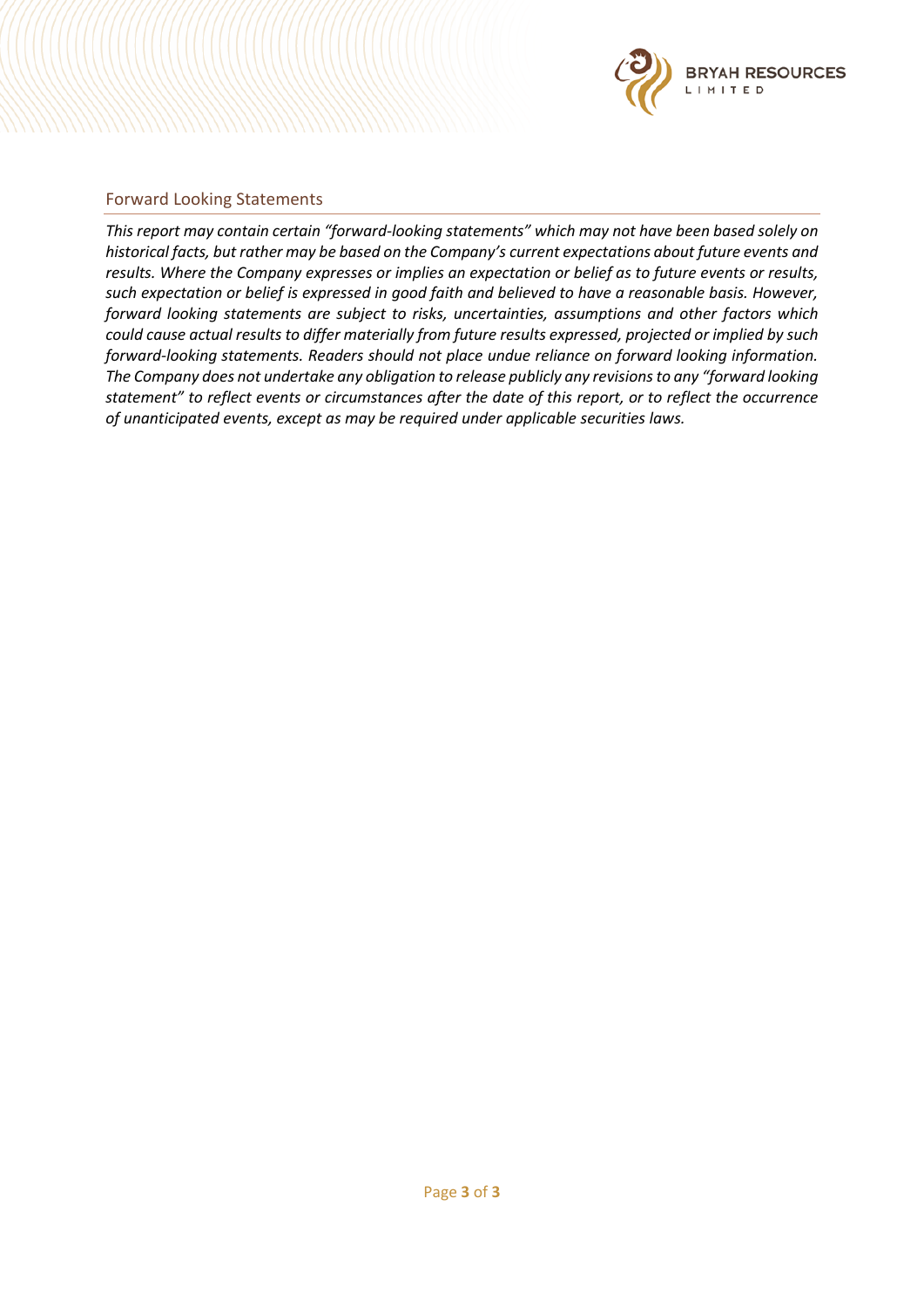## Forward Looking Statements

*This report may contain certain "forward-looking statements" which may not have been based solely on historical facts, but rather may be based on the Company's current expectations about future events and results. Where the Company expresses or implies an expectation or belief as to future events or results, such expectation or belief is expressed in good faith and believed to have a reasonable basis. However, forward looking statements are subject to risks, uncertainties, assumptions and other factors which could cause actual results to differ materially from future results expressed, projected or implied by such forward-looking statements. Readers should not place undue reliance on forward looking information. The Company does not undertake any obligation to release publicly any revisions to any "forward looking statement" to reflect events or circumstances after the date of this report, or to reflect the occurrence of unanticipated events, except as may be required under applicable securities laws.*